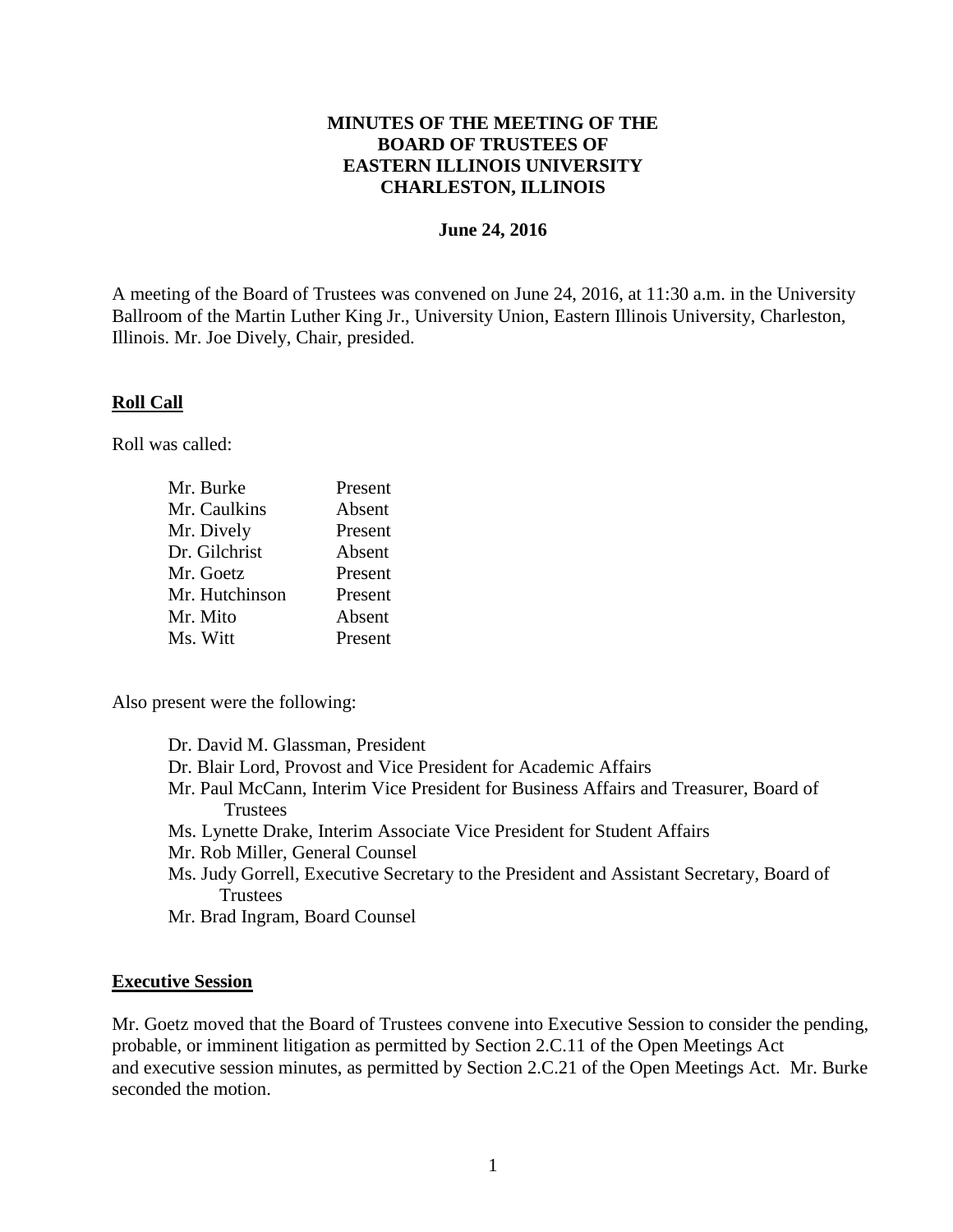**MINUTES OF THE MEETING OF THE**
**BOARD OF TRUSTEES OF**
**EASTERN ILLINOIS UNIVERSITY**
**CHARLESTON, ILLINOIS**

**June 24, 2016**

A meeting of the Board of Trustees was convened on June 24, 2016, at 11:30 a.m. in the University Ballroom of the Martin Luther King Jr., University Union, Eastern Illinois University, Charleston, Illinois. Mr. Joe Dively, Chair, presided.

## Roll Call

Roll was called:

| | |
|---|---|
| Mr. Burke | Present |
| Mr. Caulkins | Absent |
| Mr. Dively | Present |
| Dr. Gilchrist | Absent |
| Mr. Goetz | Present |
| Mr. Hutchinson | Present |
| Mr. Mito | Absent |
| Ms. Witt | Present |

Also present were the following:

- Dr. David M. Glassman, President
- Dr. Blair Lord, Provost and Vice President for Academic Affairs
- Mr. Paul McCann, Interim Vice President for Business Affairs and Treasurer, Board of Trustees
- Ms. Lynette Drake, Interim Associate Vice President for Student Affairs
- Mr. Rob Miller, General Counsel
- Ms. Judy Gorrell, Executive Secretary to the President and Assistant Secretary, Board of Trustees
- Mr. Brad Ingram, Board Counsel

## Executive Session

Mr. Goetz moved that the Board of Trustees convene into Executive Session to consider the pending, probable, or imminent litigation as permitted by Section 2.C.11 of the Open Meetings Act and executive session minutes, as permitted by Section 2.C.21 of the Open Meetings Act. Mr. Burke seconded the motion.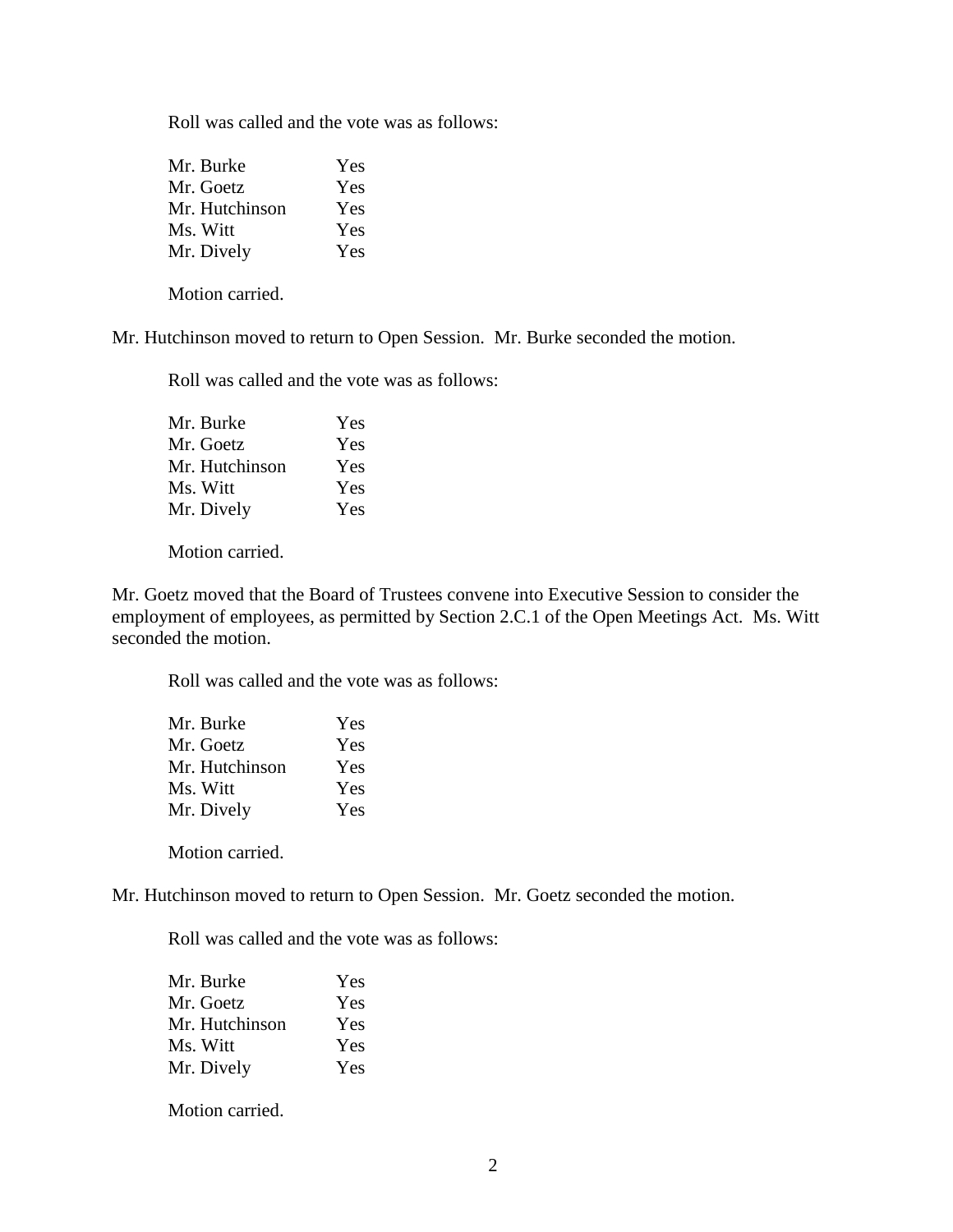Roll was called and the vote was as follows:

| | |
|---|---|
| Mr. Burke | Yes |
| Mr. Goetz | Yes |
| Mr. Hutchinson | Yes |
| Ms. Witt | Yes |
| Mr. Dively | Yes |

Motion carried.

Mr. Hutchinson moved to return to Open Session. Mr. Burke seconded the motion.

Roll was called and the vote was as follows:

| | |
|---|---|
| Mr. Burke | Yes |
| Mr. Goetz | Yes |
| Mr. Hutchinson | Yes |
| Ms. Witt | Yes |
| Mr. Dively | Yes |

Motion carried.

Mr. Goetz moved that the Board of Trustees convene into Executive Session to consider the employment of employees, as permitted by Section 2.C.1 of the Open Meetings Act. Ms. Witt seconded the motion.

Roll was called and the vote was as follows:

| | |
|---|---|
| Mr. Burke | Yes |
| Mr. Goetz | Yes |
| Mr. Hutchinson | Yes |
| Ms. Witt | Yes |
| Mr. Dively | Yes |

Motion carried.

Mr. Hutchinson moved to return to Open Session. Mr. Goetz seconded the motion.

Roll was called and the vote was as follows:

| | |
|---|---|
| Mr. Burke | Yes |
| Mr. Goetz | Yes |
| Mr. Hutchinson | Yes |
| Ms. Witt | Yes |
| Mr. Dively | Yes |

Motion carried.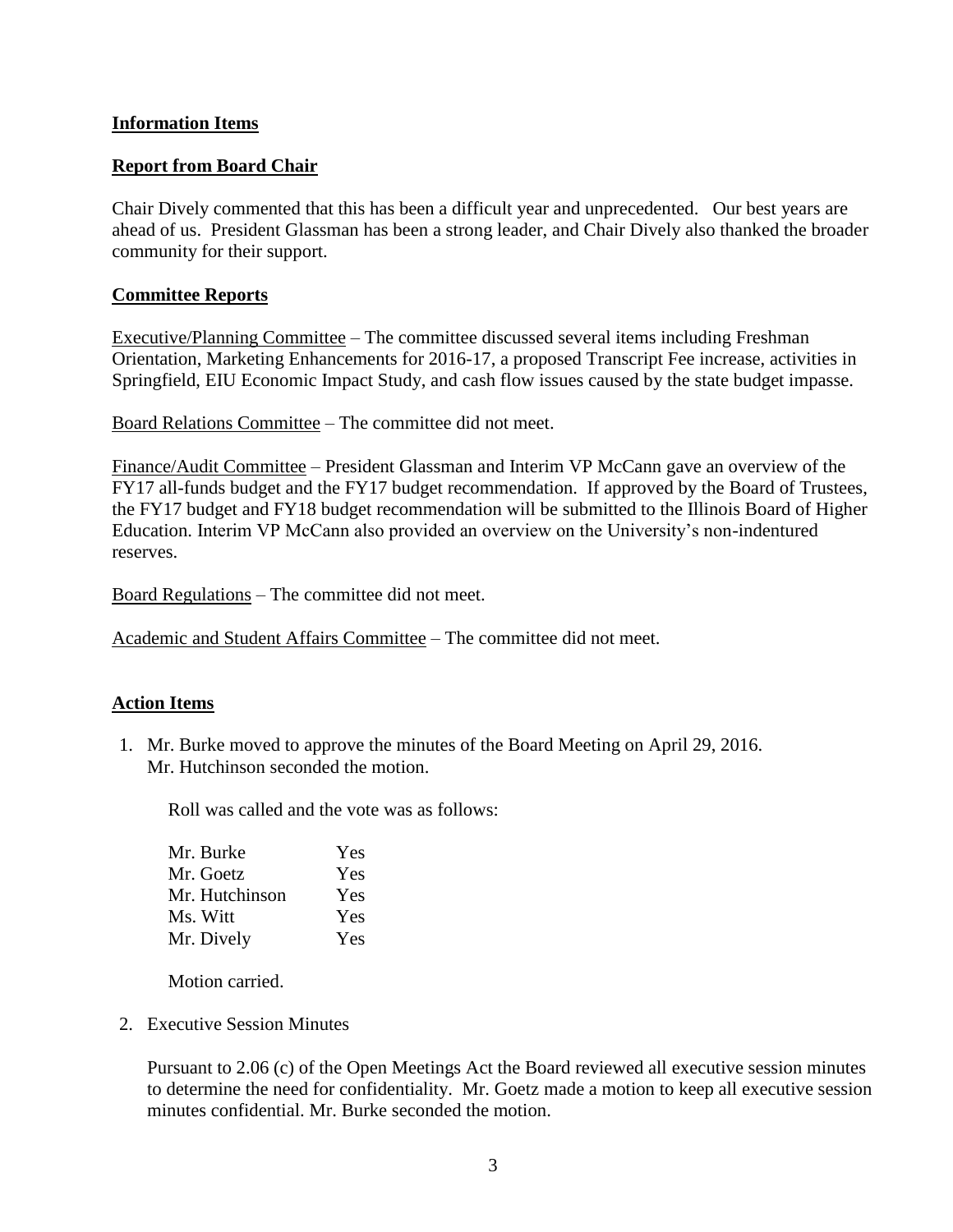## Information Items

### Report from Board Chair

Chair Dively commented that this has been a difficult year and unprecedented. Our best years are ahead of us. President Glassman has been a strong leader, and Chair Dively also thanked the broader community for their support.

### Committee Reports

Executive/Planning Committee – The committee discussed several items including Freshman Orientation, Marketing Enhancements for 2016-17, a proposed Transcript Fee increase, activities in Springfield, EIU Economic Impact Study, and cash flow issues caused by the state budget impasse.

Board Relations Committee – The committee did not meet.

Finance/Audit Committee – President Glassman and Interim VP McCann gave an overview of the FY17 all-funds budget and the FY17 budget recommendation. If approved by the Board of Trustees, the FY17 budget and FY18 budget recommendation will be submitted to the Illinois Board of Higher Education. Interim VP McCann also provided an overview on the University's non-indentured reserves.

Board Regulations – The committee did not meet.

Academic and Student Affairs Committee – The committee did not meet.

## Action Items

1. Mr. Burke moved to approve the minutes of the Board Meeting on April 29, 2016. Mr. Hutchinson seconded the motion.

   Roll was called and the vote was as follows:

   | | |
   |---|---|
   | Mr. Burke | Yes |
   | Mr. Goetz | Yes |
   | Mr. Hutchinson | Yes |
   | Ms. Witt | Yes |
   | Mr. Dively | Yes |

   Motion carried.

2. Executive Session Minutes

   Pursuant to 2.06 (c) of the Open Meetings Act the Board reviewed all executive session minutes to determine the need for confidentiality. Mr. Goetz made a motion to keep all executive session minutes confidential. Mr. Burke seconded the motion.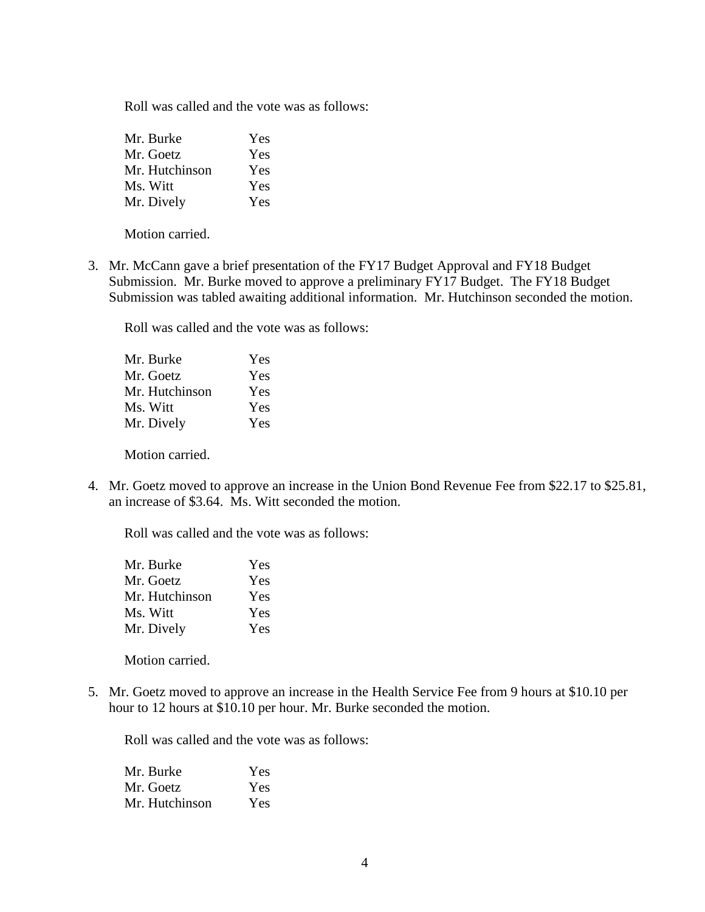Roll was called and the vote was as follows:

| | |
|---|---|
| Mr. Burke | Yes |
| Mr. Goetz | Yes |
| Mr. Hutchinson | Yes |
| Ms. Witt | Yes |
| Mr. Dively | Yes |

Motion carried.

3. Mr. McCann gave a brief presentation of the FY17 Budget Approval and FY18 Budget Submission. Mr. Burke moved to approve a preliminary FY17 Budget. The FY18 Budget Submission was tabled awaiting additional information. Mr. Hutchinson seconded the motion.

   Roll was called and the vote was as follows:

   | | |
   |---|---|
   | Mr. Burke | Yes |
   | Mr. Goetz | Yes |
   | Mr. Hutchinson | Yes |
   | Ms. Witt | Yes |
   | Mr. Dively | Yes |

   Motion carried.

4. Mr. Goetz moved to approve an increase in the Union Bond Revenue Fee from $22.17 to $25.81, an increase of $3.64. Ms. Witt seconded the motion.

   Roll was called and the vote was as follows:

   | | |
   |---|---|
   | Mr. Burke | Yes |
   | Mr. Goetz | Yes |
   | Mr. Hutchinson | Yes |
   | Ms. Witt | Yes |
   | Mr. Dively | Yes |

   Motion carried.

5. Mr. Goetz moved to approve an increase in the Health Service Fee from 9 hours at $10.10 per hour to 12 hours at $10.10 per hour. Mr. Burke seconded the motion.

   Roll was called and the vote was as follows:

   | | |
   |---|---|
   | Mr. Burke | Yes |
   | Mr. Goetz | Yes |
   | Mr. Hutchinson | Yes |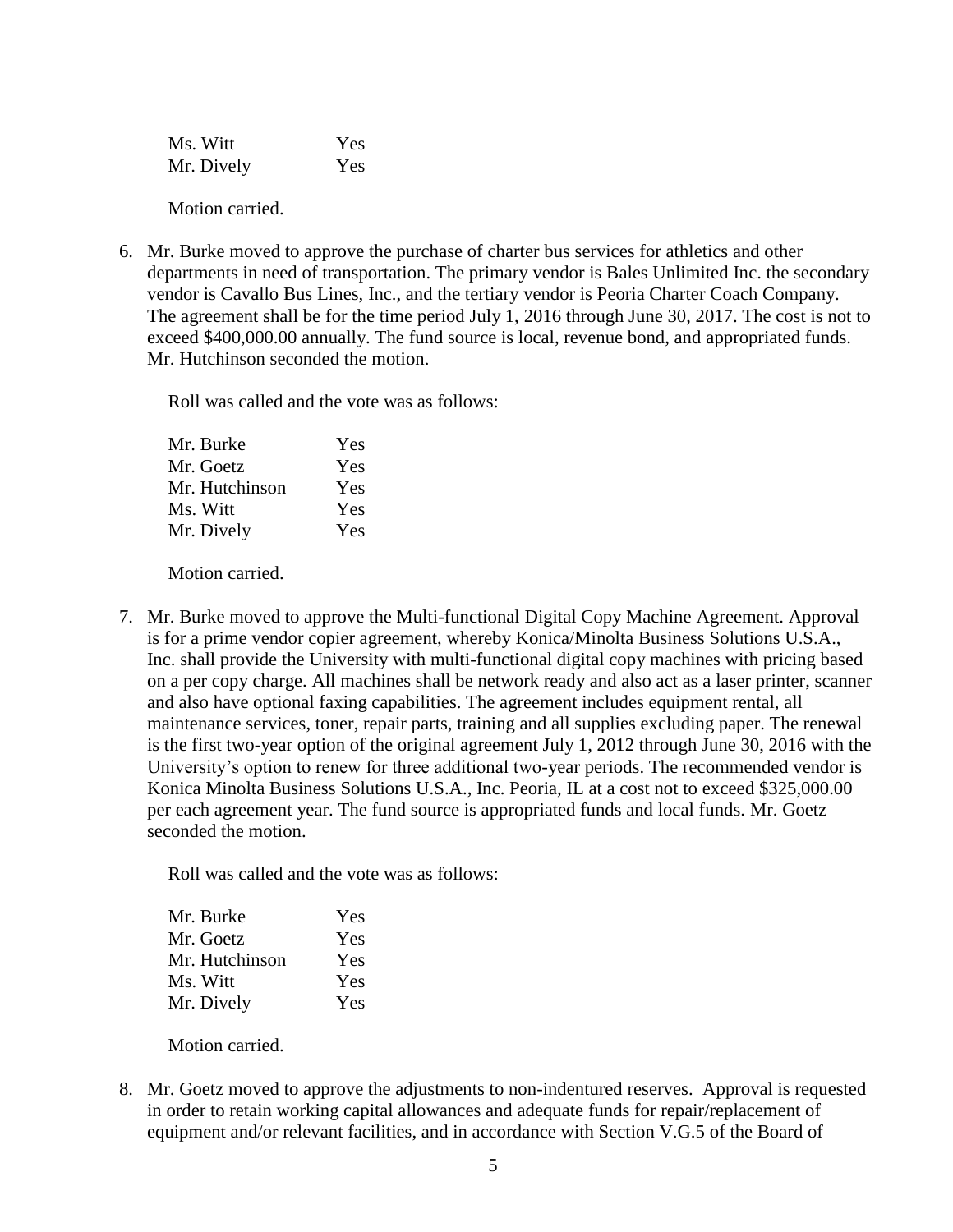| | |
|---|---|
| Ms. Witt | Yes |
| Mr. Dively | Yes |

Motion carried.

6. Mr. Burke moved to approve the purchase of charter bus services for athletics and other departments in need of transportation. The primary vendor is Bales Unlimited Inc. the secondary vendor is Cavallo Bus Lines, Inc., and the tertiary vendor is Peoria Charter Coach Company. The agreement shall be for the time period July 1, 2016 through June 30, 2017. The cost is not to exceed $400,000.00 annually. The fund source is local, revenue bond, and appropriated funds. Mr. Hutchinson seconded the motion.

   Roll was called and the vote was as follows:

   | | |
   |---|---|
   | Mr. Burke | Yes |
   | Mr. Goetz | Yes |
   | Mr. Hutchinson | Yes |
   | Ms. Witt | Yes |
   | Mr. Dively | Yes |

   Motion carried.

7. Mr. Burke moved to approve the Multi-functional Digital Copy Machine Agreement. Approval is for a prime vendor copier agreement, whereby Konica/Minolta Business Solutions U.S.A., Inc. shall provide the University with multi-functional digital copy machines with pricing based on a per copy charge. All machines shall be network ready and also act as a laser printer, scanner and also have optional faxing capabilities. The agreement includes equipment rental, all maintenance services, toner, repair parts, training and all supplies excluding paper. The renewal is the first two-year option of the original agreement July 1, 2012 through June 30, 2016 with the University's option to renew for three additional two-year periods. The recommended vendor is Konica Minolta Business Solutions U.S.A., Inc. Peoria, IL at a cost not to exceed $325,000.00 per each agreement year. The fund source is appropriated funds and local funds. Mr. Goetz seconded the motion.

   Roll was called and the vote was as follows:

   | | |
   |---|---|
   | Mr. Burke | Yes |
   | Mr. Goetz | Yes |
   | Mr. Hutchinson | Yes |
   | Ms. Witt | Yes |
   | Mr. Dively | Yes |

   Motion carried.

8. Mr. Goetz moved to approve the adjustments to non-indentured reserves. Approval is requested in order to retain working capital allowances and adequate funds for repair/replacement of equipment and/or relevant facilities, and in accordance with Section V.G.5 of the Board of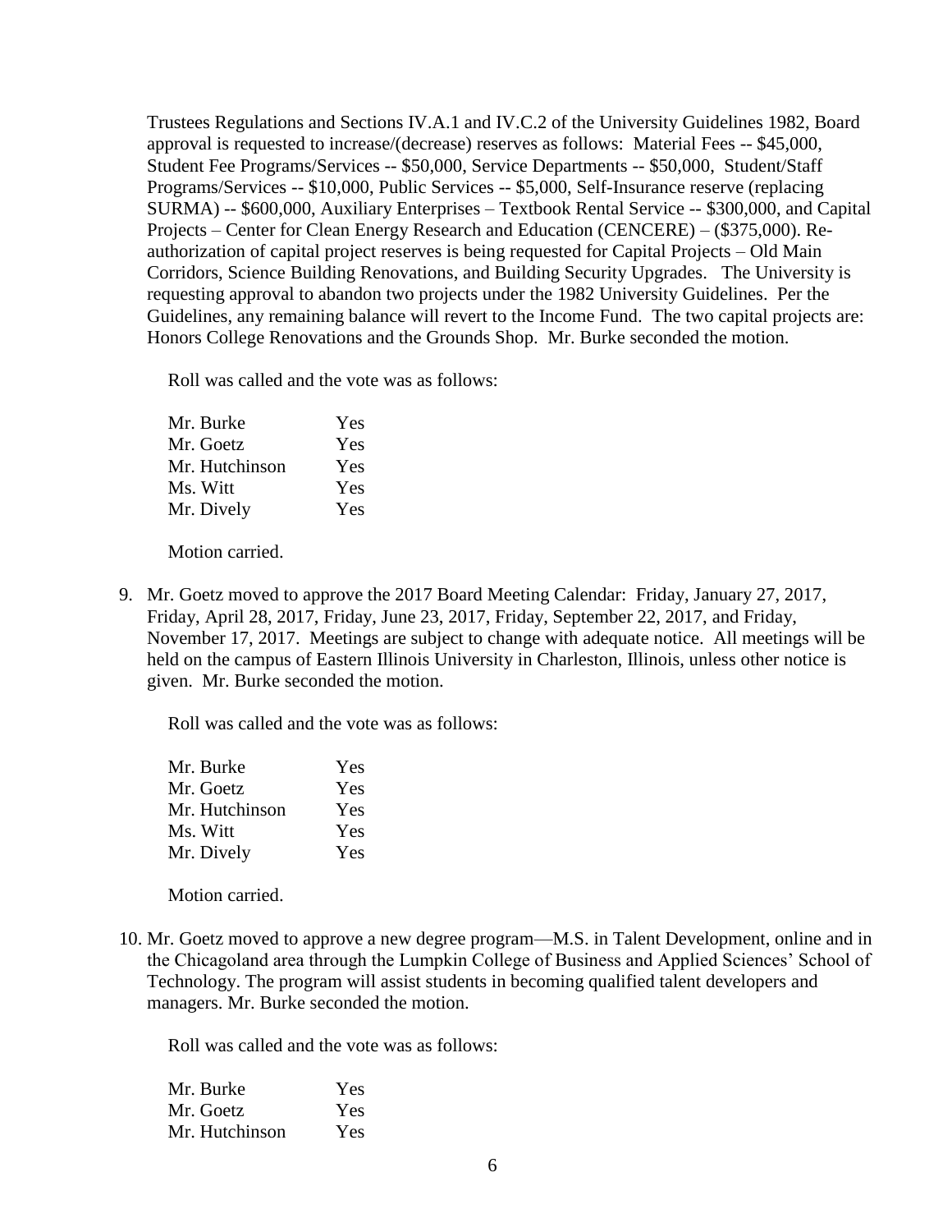Trustees Regulations and Sections IV.A.1 and IV.C.2 of the University Guidelines 1982, Board approval is requested to increase/(decrease) reserves as follows: Material Fees -- $45,000, Student Fee Programs/Services -- $50,000, Service Departments -- $50,000, Student/Staff Programs/Services -- $10,000, Public Services -- $5,000, Self-Insurance reserve (replacing SURMA) -- $600,000, Auxiliary Enterprises – Textbook Rental Service -- $300,000, and Capital Projects – Center for Clean Energy Research and Education (CENCERE) – ($375,000). Re-authorization of capital project reserves is being requested for Capital Projects – Old Main Corridors, Science Building Renovations, and Building Security Upgrades. The University is requesting approval to abandon two projects under the 1982 University Guidelines. Per the Guidelines, any remaining balance will revert to the Income Fund. The two capital projects are: Honors College Renovations and the Grounds Shop. Mr. Burke seconded the motion.

Roll was called and the vote was as follows:

| | |
|---|---|
| Mr. Burke | Yes |
| Mr. Goetz | Yes |
| Mr. Hutchinson | Yes |
| Ms. Witt | Yes |
| Mr. Dively | Yes |

Motion carried.

9. Mr. Goetz moved to approve the 2017 Board Meeting Calendar: Friday, January 27, 2017, Friday, April 28, 2017, Friday, June 23, 2017, Friday, September 22, 2017, and Friday, November 17, 2017. Meetings are subject to change with adequate notice. All meetings will be held on the campus of Eastern Illinois University in Charleston, Illinois, unless other notice is given. Mr. Burke seconded the motion.

   Roll was called and the vote was as follows:

| | |
|---|---|
| Mr. Burke | Yes |
| Mr. Goetz | Yes |
| Mr. Hutchinson | Yes |
| Ms. Witt | Yes |
| Mr. Dively | Yes |

   Motion carried.

10. Mr. Goetz moved to approve a new degree program—M.S. in Talent Development, online and in the Chicagoland area through the Lumpkin College of Business and Applied Sciences' School of Technology. The program will assist students in becoming qualified talent developers and managers. Mr. Burke seconded the motion.

    Roll was called and the vote was as follows:

| | |
|---|---|
| Mr. Burke | Yes |
| Mr. Goetz | Yes |
| Mr. Hutchinson | Yes |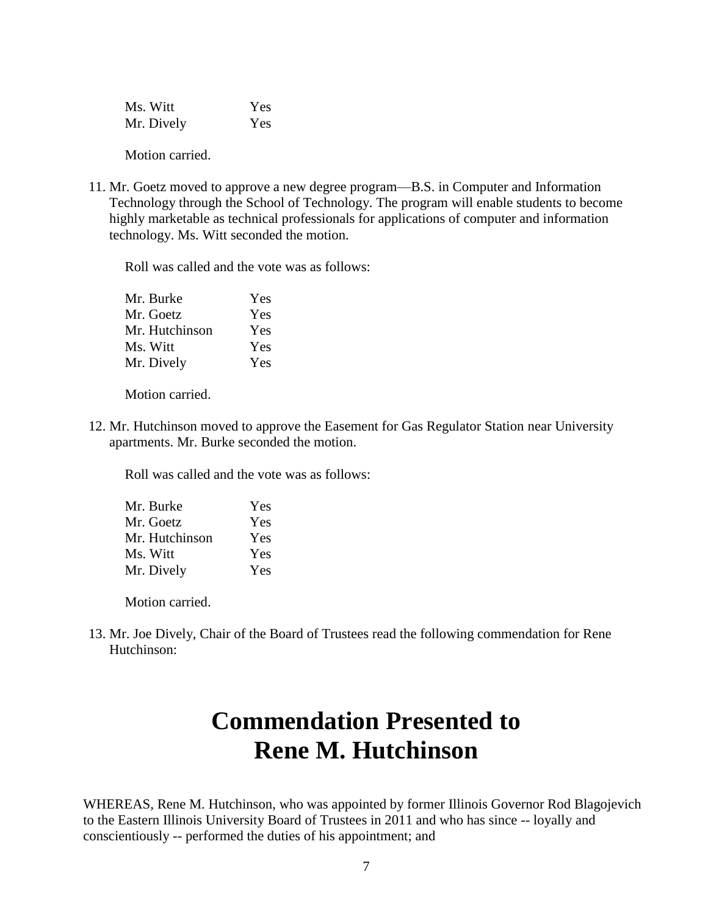| | |
|---|---|
| Ms. Witt | Yes |
| Mr. Dively | Yes |

Motion carried.

11. Mr. Goetz moved to approve a new degree program—B.S. in Computer and Information Technology through the School of Technology. The program will enable students to become highly marketable as technical professionals for applications of computer and information technology. Ms. Witt seconded the motion.

    Roll was called and the vote was as follows:

    | | |
    |---|---|
    | Mr. Burke | Yes |
    | Mr. Goetz | Yes |
    | Mr. Hutchinson | Yes |
    | Ms. Witt | Yes |
    | Mr. Dively | Yes |

    Motion carried.

12. Mr. Hutchinson moved to approve the Easement for Gas Regulator Station near University apartments. Mr. Burke seconded the motion.

    Roll was called and the vote was as follows:

    | | |
    |---|---|
    | Mr. Burke | Yes |
    | Mr. Goetz | Yes |
    | Mr. Hutchinson | Yes |
    | Ms. Witt | Yes |
    | Mr. Dively | Yes |

    Motion carried.

13. Mr. Joe Dively, Chair of the Board of Trustees read the following commendation for Rene Hutchinson:

# Commendation Presented to Rene M. Hutchinson

WHEREAS, Rene M. Hutchinson, who was appointed by former Illinois Governor Rod Blagojevich to the Eastern Illinois University Board of Trustees in 2011 and who has since -- loyally and conscientiously -- performed the duties of his appointment; and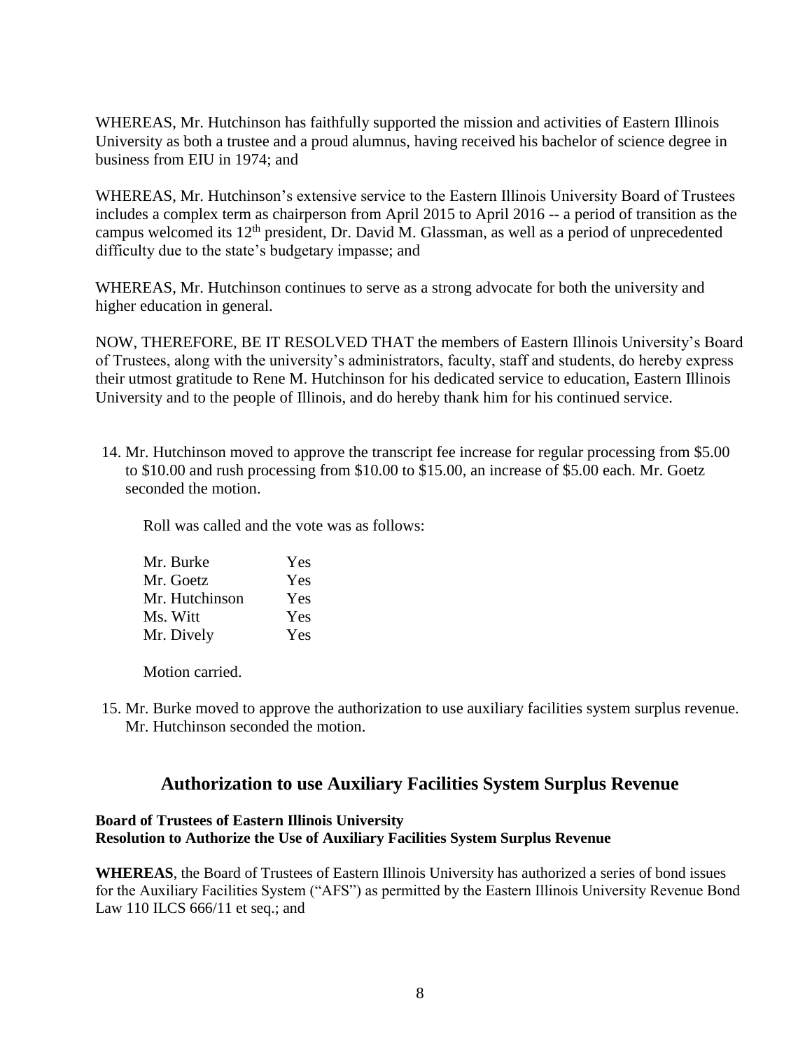WHEREAS, Mr. Hutchinson has faithfully supported the mission and activities of Eastern Illinois University as both a trustee and a proud alumnus, having received his bachelor of science degree in business from EIU in 1974; and

WHEREAS, Mr. Hutchinson's extensive service to the Eastern Illinois University Board of Trustees includes a complex term as chairperson from April 2015 to April 2016 -- a period of transition as the campus welcomed its 12th president, Dr. David M. Glassman, as well as a period of unprecedented difficulty due to the state's budgetary impasse; and

WHEREAS, Mr. Hutchinson continues to serve as a strong advocate for both the university and higher education in general.

NOW, THEREFORE, BE IT RESOLVED THAT the members of Eastern Illinois University's Board of Trustees, along with the university's administrators, faculty, staff and students, do hereby express their utmost gratitude to Rene M. Hutchinson for his dedicated service to education, Eastern Illinois University and to the people of Illinois, and do hereby thank him for his continued service.

14. Mr. Hutchinson moved to approve the transcript fee increase for regular processing from $5.00 to $10.00 and rush processing from $10.00 to $15.00, an increase of $5.00 each. Mr. Goetz seconded the motion.

    Roll was called and the vote was as follows:

    | | |
    |---|---|
    | Mr. Burke | Yes |
    | Mr. Goetz | Yes |
    | Mr. Hutchinson | Yes |
    | Ms. Witt | Yes |
    | Mr. Dively | Yes |

    Motion carried.

15. Mr. Burke moved to approve the authorization to use auxiliary facilities system surplus revenue. Mr. Hutchinson seconded the motion.

## Authorization to use Auxiliary Facilities System Surplus Revenue

**Board of Trustees of Eastern Illinois University**
**Resolution to Authorize the Use of Auxiliary Facilities System Surplus Revenue**

**WHEREAS**, the Board of Trustees of Eastern Illinois University has authorized a series of bond issues for the Auxiliary Facilities System ("AFS") as permitted by the Eastern Illinois University Revenue Bond Law 110 ILCS 666/11 et seq.; and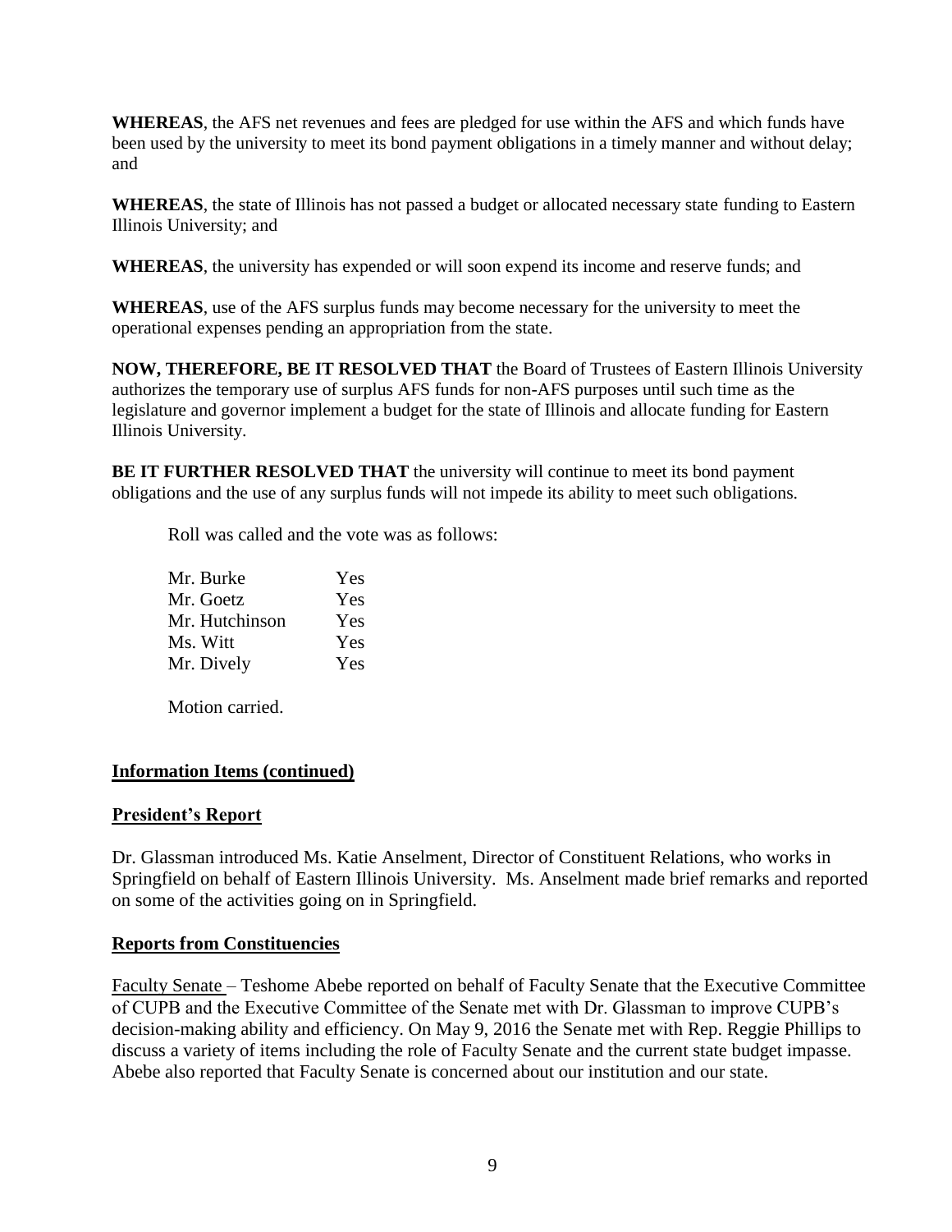**WHEREAS**, the AFS net revenues and fees are pledged for use within the AFS and which funds have been used by the university to meet its bond payment obligations in a timely manner and without delay; and

**WHEREAS**, the state of Illinois has not passed a budget or allocated necessary state funding to Eastern Illinois University; and

**WHEREAS**, the university has expended or will soon expend its income and reserve funds; and

**WHEREAS**, use of the AFS surplus funds may become necessary for the university to meet the operational expenses pending an appropriation from the state.

**NOW, THEREFORE, BE IT RESOLVED THAT** the Board of Trustees of Eastern Illinois University authorizes the temporary use of surplus AFS funds for non-AFS purposes until such time as the legislature and governor implement a budget for the state of Illinois and allocate funding for Eastern Illinois University.

**BE IT FURTHER RESOLVED THAT** the university will continue to meet its bond payment obligations and the use of any surplus funds will not impede its ability to meet such obligations.

Roll was called and the vote was as follows:

| | |
|---|---|
| Mr. Burke | Yes |
| Mr. Goetz | Yes |
| Mr. Hutchinson | Yes |
| Ms. Witt | Yes |
| Mr. Dively | Yes |

Motion carried.

## Information Items (continued)

### President's Report

Dr. Glassman introduced Ms. Katie Anselment, Director of Constituent Relations, who works in Springfield on behalf of Eastern Illinois University. Ms. Anselment made brief remarks and reported on some of the activities going on in Springfield.

### Reports from Constituencies

Faculty Senate – Teshome Abebe reported on behalf of Faculty Senate that the Executive Committee of CUPB and the Executive Committee of the Senate met with Dr. Glassman to improve CUPB's decision-making ability and efficiency. On May 9, 2016 the Senate met with Rep. Reggie Phillips to discuss a variety of items including the role of Faculty Senate and the current state budget impasse. Abebe also reported that Faculty Senate is concerned about our institution and our state.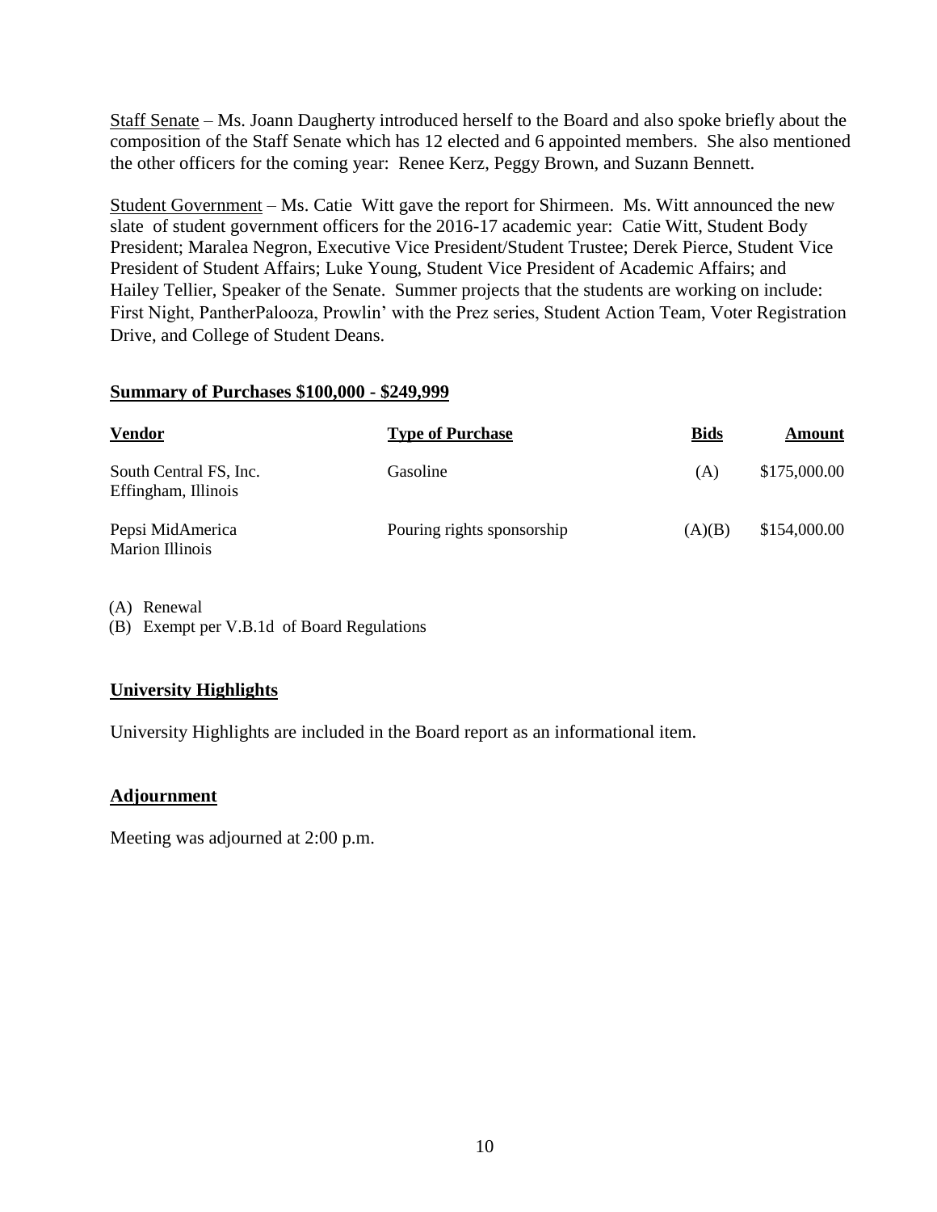Staff Senate – Ms. Joann Daugherty introduced herself to the Board and also spoke briefly about the composition of the Staff Senate which has 12 elected and 6 appointed members. She also mentioned the other officers for the coming year: Renee Kerz, Peggy Brown, and Suzann Bennett.

Student Government – Ms. Catie Witt gave the report for Shirmeen. Ms. Witt announced the new slate of student government officers for the 2016-17 academic year: Catie Witt, Student Body President; Maralea Negron, Executive Vice President/Student Trustee; Derek Pierce, Student Vice President of Student Affairs; Luke Young, Student Vice President of Academic Affairs; and Hailey Tellier, Speaker of the Senate. Summer projects that the students are working on include: First Night, PantherPalooza, Prowlin' with the Prez series, Student Action Team, Voter Registration Drive, and College of Student Deans.

## Summary of Purchases $100,000 - $249,999

| Vendor | Type of Purchase | Bids | Amount |
|---|---|---|---|
| South Central FS, Inc.<br>Effingham, Illinois | Gasoline | (A) | $175,000.00 |
| Pepsi MidAmerica<br>Marion Illinois | Pouring rights sponsorship | (A)(B) | $154,000.00 |

(A) Renewal
(B) Exempt per V.B.1d of Board Regulations

## University Highlights

University Highlights are included in the Board report as an informational item.

## Adjournment

Meeting was adjourned at 2:00 p.m.